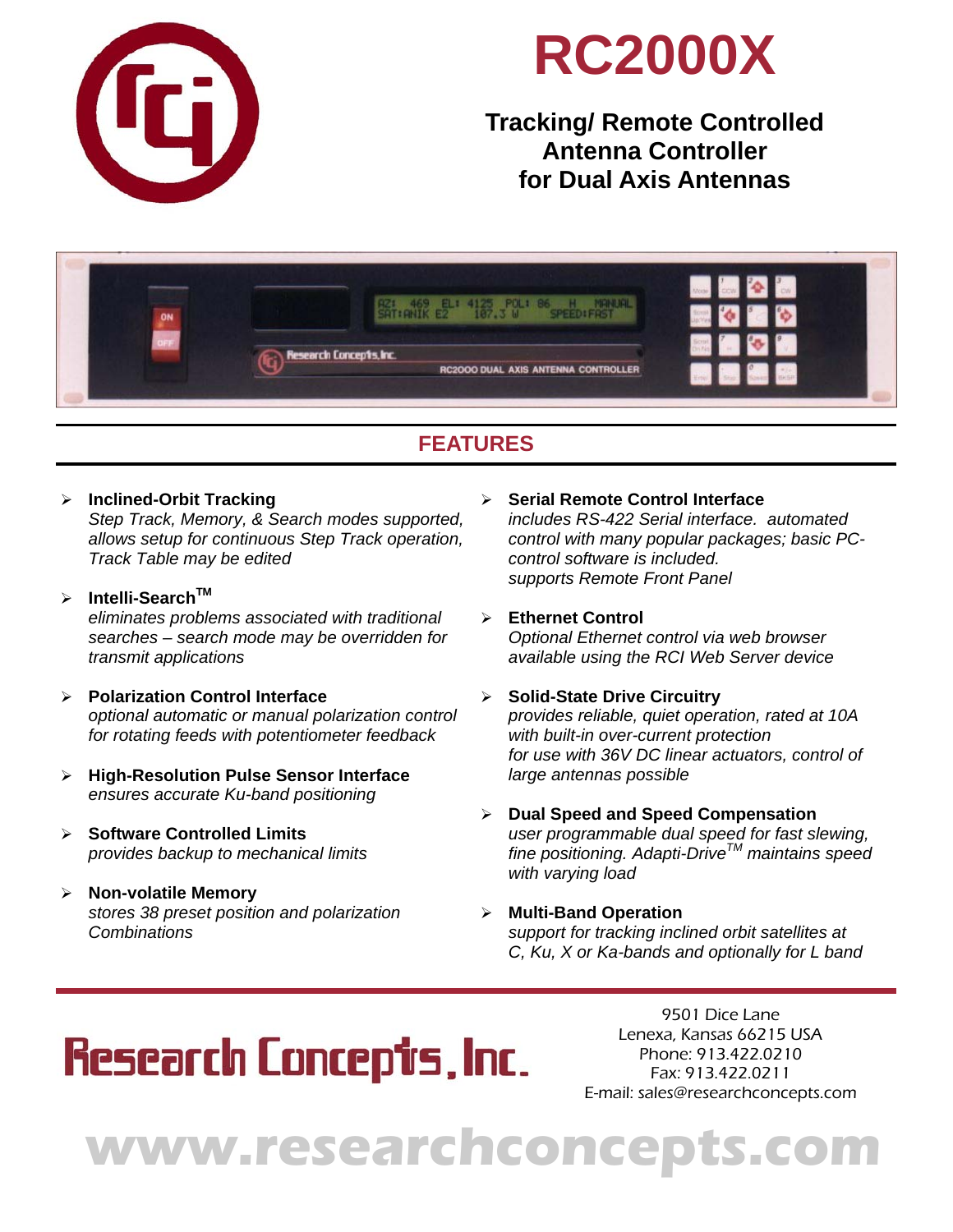# RC2000X

## Tracking/ Remote Controlled Antenna Controller for Dual Axis Antennas

## FEATURES

- **Inclined-Orbit Tracking**
  *Step Track, Memory, & Search modes supported, allows setup for continuous Step Track operation, Track Table may be edited*

- **Intelli-Search™**
  *eliminates problems associated with traditional searches – search mode may be overridden for transmit applications*

- **Polarization Control Interface**
  *optional automatic or manual polarization control for rotating feeds with potentiometer feedback*

- **High-Resolution Pulse Sensor Interface**
  *ensures accurate Ku-band positioning*

- **Software Controlled Limits**
  *provides backup to mechanical limits*

- **Non-volatile Memory**
  *stores 38 preset position and polarization Combinations*

- **Serial Remote Control Interface**
  *includes RS-422 Serial interface. automated control with many popular packages; basic PC-control software is included.*
  *supports Remote Front Panel*

- **Ethernet Control**
  *Optional Ethernet control via web browser available using the RCI Web Server device*

- **Solid-State Drive Circuitry**
  *provides reliable, quiet operation, rated at 10A with built-in over-current protection*
  *for use with 36V DC linear actuators, control of large antennas possible*

- **Dual Speed and Speed Compensation**
  *user programmable dual speed for fast slewing, fine positioning. Adapti-Drive™ maintains speed with varying load*

- **Multi-Band Operation**
  *support for tracking inclined orbit satellites at C, Ku, X or Ka-bands and optionally for L band*

**Research Concepts, Inc.**

9501 Dice Lane
Lenexa, Kansas 66215 USA
Phone: 913.422.0210
Fax: 913.422.0211
E-mail: sales@researchconcepts.com

**www.researchconcepts.com**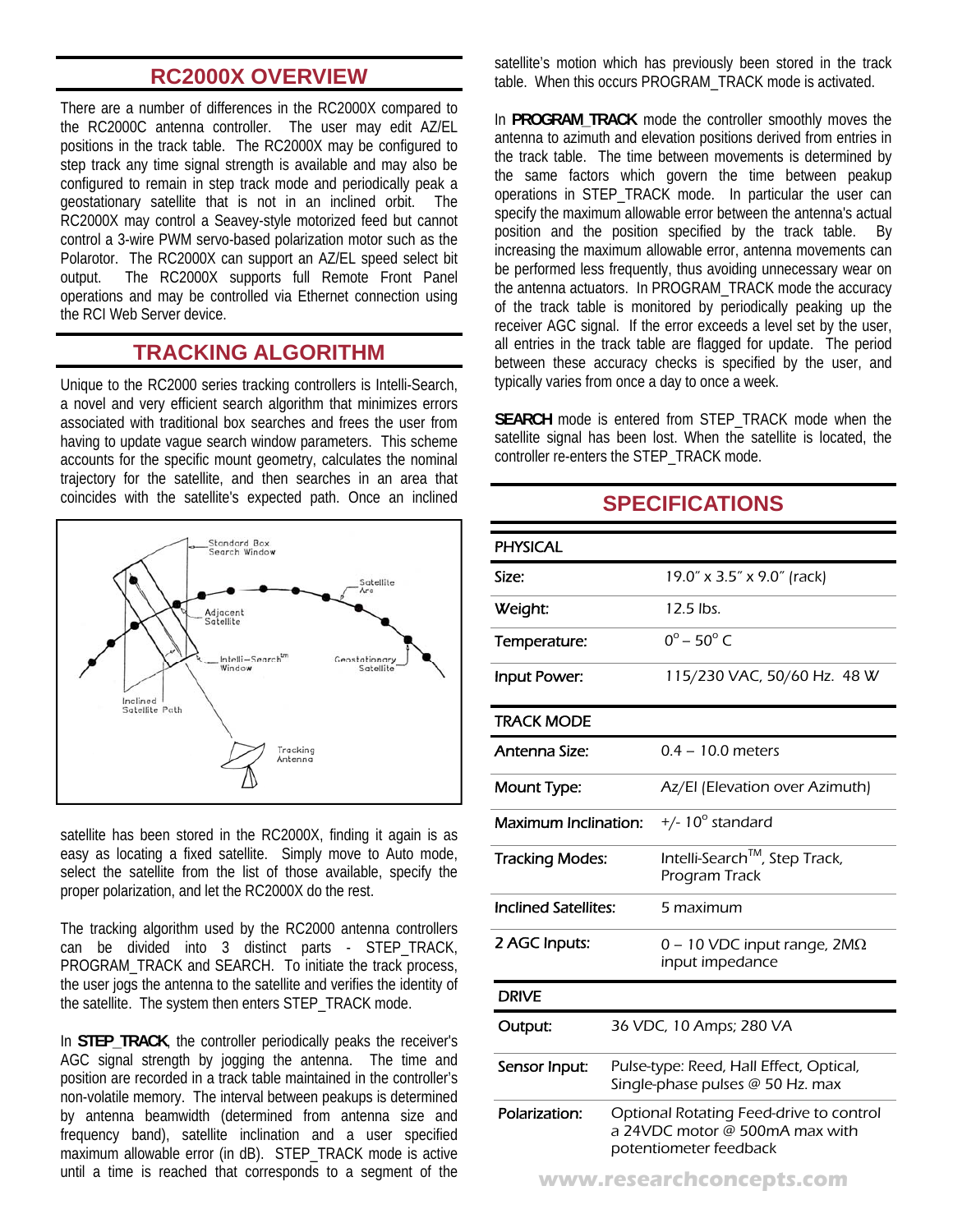## RC2000X OVERVIEW

There are a number of differences in the RC2000X compared to the RC2000C antenna controller. The user may edit AZ/EL positions in the track table. The RC2000X may be configured to step track any time signal strength is available and may also be configured to remain in step track mode and periodically peak a geostationary satellite that is not in an inclined orbit. The RC2000X may control a Seavey-style motorized feed but cannot control a 3-wire PWM servo-based polarization motor such as the Polarotor. The RC2000X can support an AZ/EL speed select bit output. The RC2000X supports full Remote Front Panel operations and may be controlled via Ethernet connection using the RCI Web Server device.

## TRACKING ALGORITHM

Unique to the RC2000 series tracking controllers is Intelli-Search, a novel and very efficient search algorithm that minimizes errors associated with traditional box searches and frees the user from having to update vague search window parameters. This scheme accounts for the specific mount geometry, calculates the nominal trajectory for the satellite, and then searches in an area that coincides with the satellite's expected path. Once an inclined satellite has been stored in the RC2000X, finding it again is as easy as locating a fixed satellite. Simply move to Auto mode, select the satellite from the list of those available, specify the proper polarization, and let the RC2000X do the rest.

Standard Box Search Window
Satellite Arc
Adjacent Satellite
Intelli–Search[tm] Window
Geostationary Satellite
Inclined Satellite Path
Tracking Antenna

The tracking algorithm used by the RC2000 antenna controllers can be divided into 3 distinct parts - STEP_TRACK, PROGRAM_TRACK and SEARCH. To initiate the track process, the user jogs the antenna to the satellite and verifies the identity of the satellite. The system then enters STEP_TRACK mode.

In **STEP_TRACK**, the controller periodically peaks the receiver's AGC signal strength by jogging the antenna. The time and position are recorded in a track table maintained in the controller's non-volatile memory. The interval between peakups is determined by antenna beamwidth (determined from antenna size and frequency band), satellite inclination and a user specified maximum allowable error (in dB). STEP_TRACK mode is active until a time is reached that corresponds to a segment of the satellite's motion which has previously been stored in the track table. When this occurs PROGRAM_TRACK mode is activated.

In **PROGRAM_TRACK** mode the controller smoothly moves the antenna to azimuth and elevation positions derived from entries in the track table. The time between movements is determined by the same factors which govern the time between peakup operations in STEP_TRACK mode. In particular the user can specify the maximum allowable error between the antenna's actual position and the position specified by the track table. By increasing the maximum allowable error, antenna movements can be performed less frequently, thus avoiding unnecessary wear on the antenna actuators. In PROGRAM_TRACK mode the accuracy of the track table is monitored by periodically peaking up the receiver AGC signal. If the error exceeds a level set by the user, all entries in the track table are flagged for update. The period between these accuracy checks is specified by the user, and typically varies from once a day to once a week.

**SEARCH** mode is entered from STEP_TRACK mode when the satellite signal has been lost. When the satellite is located, the controller re-enters the STEP_TRACK mode.

## SPECIFICATIONS

| | |
|---|---|
| **PHYSICAL** | |
| Size: | 19.0″ x 3.5″ x 9.0″ (rack) |
| Weight: | 12.5 lbs. |
| Temperature: | $0^{o} – 50^{o}$ C |
| Input Power: | 115/230 VAC, 50/60 Hz. 48 W |
| **TRACK MODE** | |
| Antenna Size: | 0.4 – 10.0 meters |
| Mount Type: | Az/El (Elevation over Azimuth) |
| Maximum Inclination: | +/- $10^{o}$ standard |
| Tracking Modes: | Intelli-Search[TM], Step Track, Program Track |
| Inclined Satellites: | 5 maximum |
| 2 AGC Inputs: | 0 – 10 VDC input range, 2MΩ input impedance |
| **DRIVE** | |
| Output: | 36 VDC, 10 Amps; 280 VA |
| Sensor Input: | Pulse-type: Reed, Hall Effect, Optical, Single-phase pulses @ 50 Hz. max |
| Polarization: | Optional Rotating Feed-drive to control a 24VDC motor @ 500mA max with potentiometer feedback |

www.researchconcepts.com